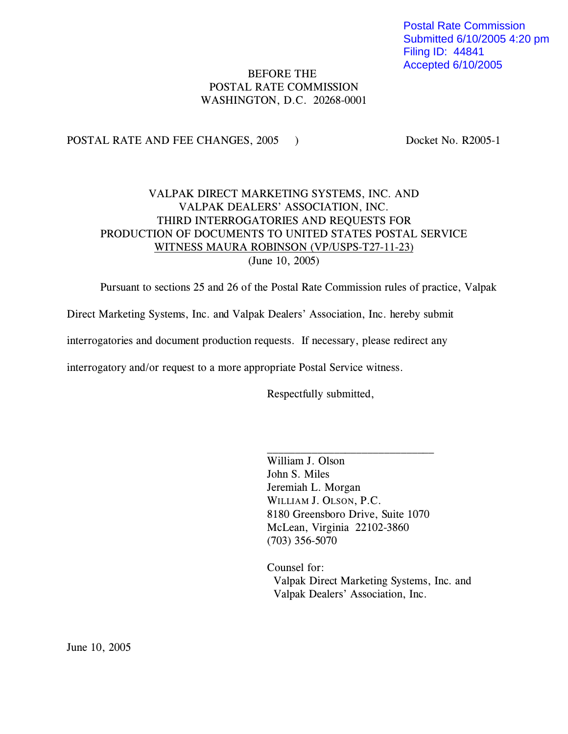Postal Rate Commission
Submitted 6/10/2005 4:20 pm
Filing ID: 44841
Accepted 6/10/2005

BEFORE THE
POSTAL RATE COMMISSION
WASHINGTON, D.C. 20268-0001

POSTAL RATE AND FEE CHANGES, 2005 ) Docket No. R2005-1

VALPAK DIRECT MARKETING SYSTEMS, INC. AND
VALPAK DEALERS' ASSOCIATION, INC.
THIRD INTERROGATORIES AND REQUESTS FOR
PRODUCTION OF DOCUMENTS TO UNITED STATES POSTAL SERVICE
WITNESS MAURA ROBINSON (VP/USPS-T27-11-23)
(June 10, 2005)

Pursuant to sections 25 and 26 of the Postal Rate Commission rules of practice, Valpak Direct Marketing Systems, Inc. and Valpak Dealers' Association, Inc. hereby submit interrogatories and document production requests. If necessary, please redirect any interrogatory and/or request to a more appropriate Postal Service witness.

Respectfully submitted,

\_\_\_\_\_\_\_\_\_\_\_\_\_\_\_\_\_\_\_\_\_\_\_\_\_\_\_\_\_\_

William J. Olson
John S. Miles
Jeremiah L. Morgan
WILLIAM J. OLSON, P.C.
8180 Greensboro Drive, Suite 1070
McLean, Virginia 22102-3860
(703) 356-5070

Counsel for:
Valpak Direct Marketing Systems, Inc. and
Valpak Dealers' Association, Inc.

June 10, 2005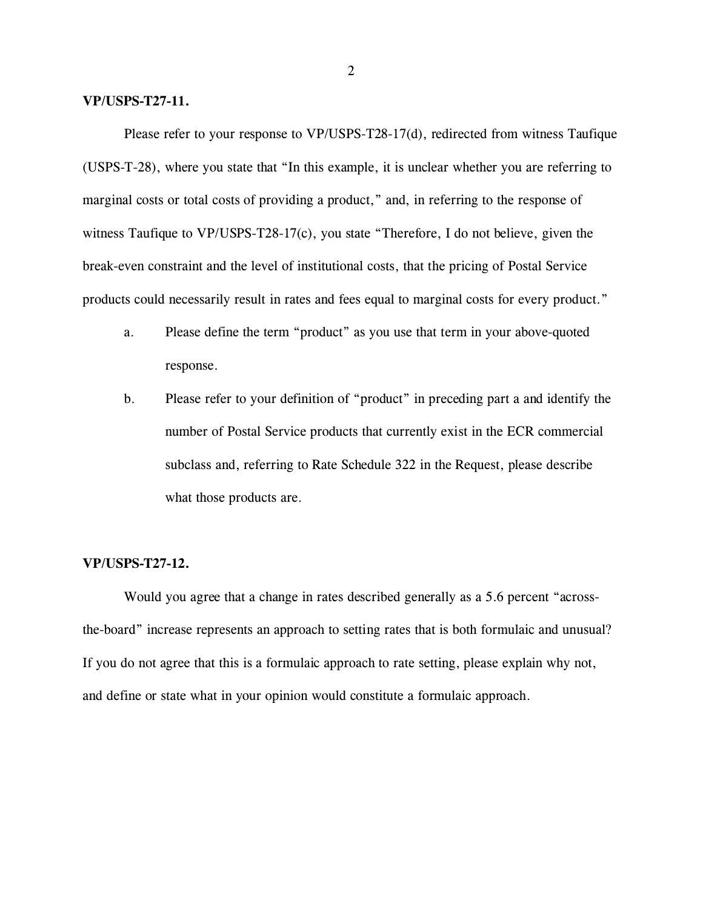**VP/USPS-T27-11.**

Please refer to your response to VP/USPS-T28-17(d), redirected from witness Taufique (USPS-T-28), where you state that "In this example, it is unclear whether you are referring to marginal costs or total costs of providing a product," and, in referring to the response of witness Taufique to VP/USPS-T28-17(c), you state "Therefore, I do not believe, given the break-even constraint and the level of institutional costs, that the pricing of Postal Service products could necessarily result in rates and fees equal to marginal costs for every product."

a. Please define the term "product" as you use that term in your above-quoted response.

b. Please refer to your definition of "product" in preceding part a and identify the number of Postal Service products that currently exist in the ECR commercial subclass and, referring to Rate Schedule 322 in the Request, please describe what those products are.

**VP/USPS-T27-12.**

Would you agree that a change in rates described generally as a 5.6 percent "across-the-board" increase represents an approach to setting rates that is both formulaic and unusual? If you do not agree that this is a formulaic approach to rate setting, please explain why not, and define or state what in your opinion would constitute a formulaic approach.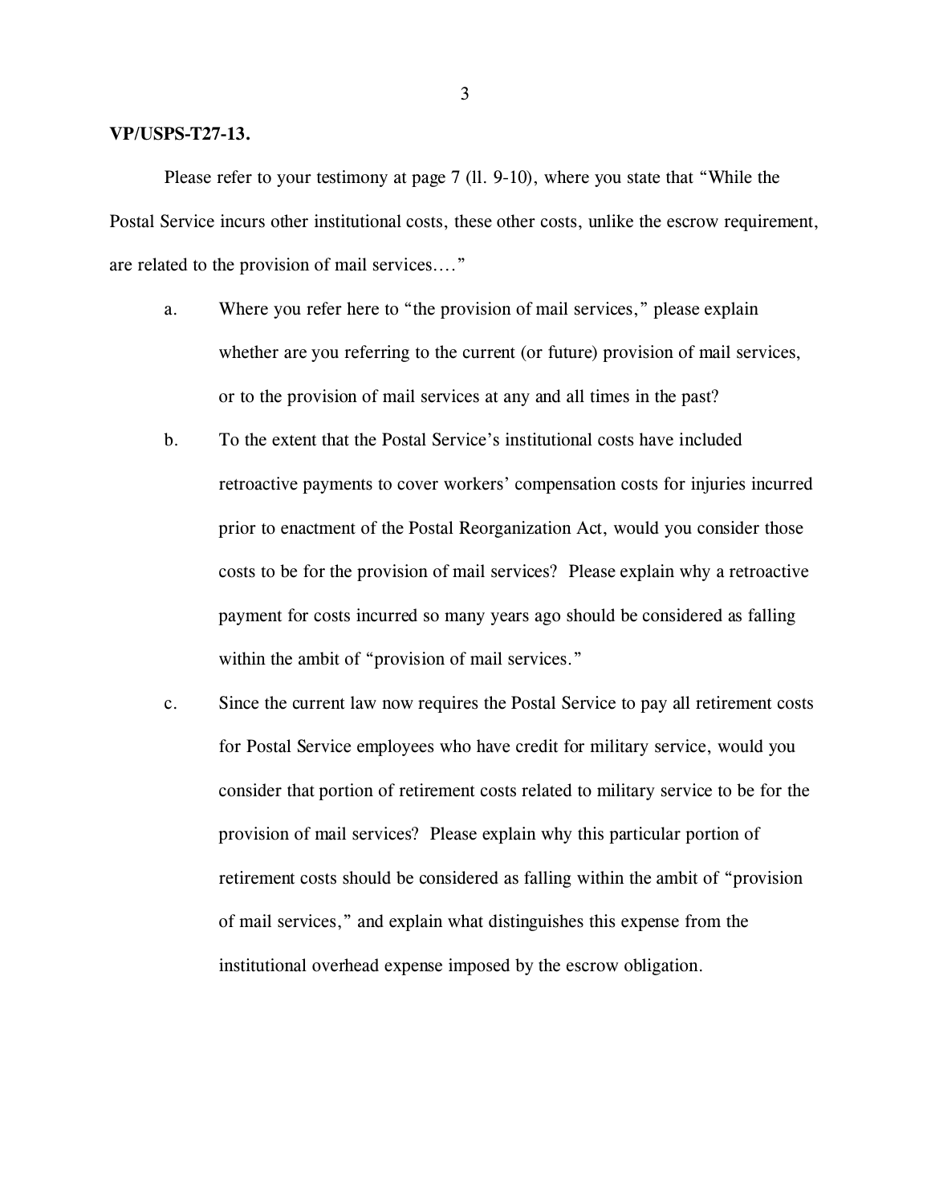**VP/USPS-T27-13.**

Please refer to your testimony at page 7 (ll. 9-10), where you state that "While the Postal Service incurs other institutional costs, these other costs, unlike the escrow requirement, are related to the provision of mail services…."

a. Where you refer here to "the provision of mail services," please explain whether are you referring to the current (or future) provision of mail services, or to the provision of mail services at any and all times in the past?

b. To the extent that the Postal Service's institutional costs have included retroactive payments to cover workers' compensation costs for injuries incurred prior to enactment of the Postal Reorganization Act, would you consider those costs to be for the provision of mail services? Please explain why a retroactive payment for costs incurred so many years ago should be considered as falling within the ambit of "provision of mail services."

c. Since the current law now requires the Postal Service to pay all retirement costs for Postal Service employees who have credit for military service, would you consider that portion of retirement costs related to military service to be for the provision of mail services? Please explain why this particular portion of retirement costs should be considered as falling within the ambit of "provision of mail services," and explain what distinguishes this expense from the institutional overhead expense imposed by the escrow obligation.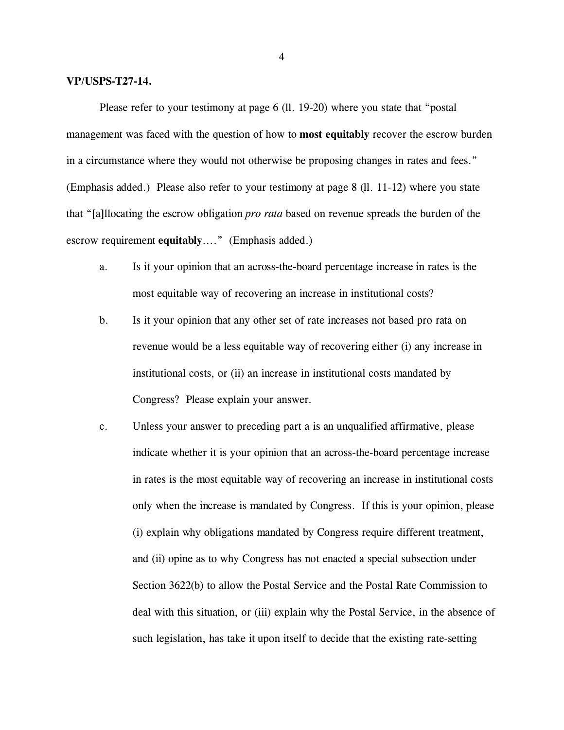**VP/USPS-T27-14.**

Please refer to your testimony at page 6 (ll. 19-20) where you state that "postal management was faced with the question of how to **most equitably** recover the escrow burden in a circumstance where they would not otherwise be proposing changes in rates and fees." (Emphasis added.) Please also refer to your testimony at page 8 (ll. 11-12) where you state that "[a]llocating the escrow obligation *pro rata* based on revenue spreads the burden of the escrow requirement **equitably**…." (Emphasis added.)

a. Is it your opinion that an across-the-board percentage increase in rates is the most equitable way of recovering an increase in institutional costs?

b. Is it your opinion that any other set of rate increases not based pro rata on revenue would be a less equitable way of recovering either (i) any increase in institutional costs, or (ii) an increase in institutional costs mandated by Congress? Please explain your answer.

c. Unless your answer to preceding part a is an unqualified affirmative, please indicate whether it is your opinion that an across-the-board percentage increase in rates is the most equitable way of recovering an increase in institutional costs only when the increase is mandated by Congress. If this is your opinion, please (i) explain why obligations mandated by Congress require different treatment, and (ii) opine as to why Congress has not enacted a special subsection under Section 3622(b) to allow the Postal Service and the Postal Rate Commission to deal with this situation, or (iii) explain why the Postal Service, in the absence of such legislation, has take it upon itself to decide that the existing rate-setting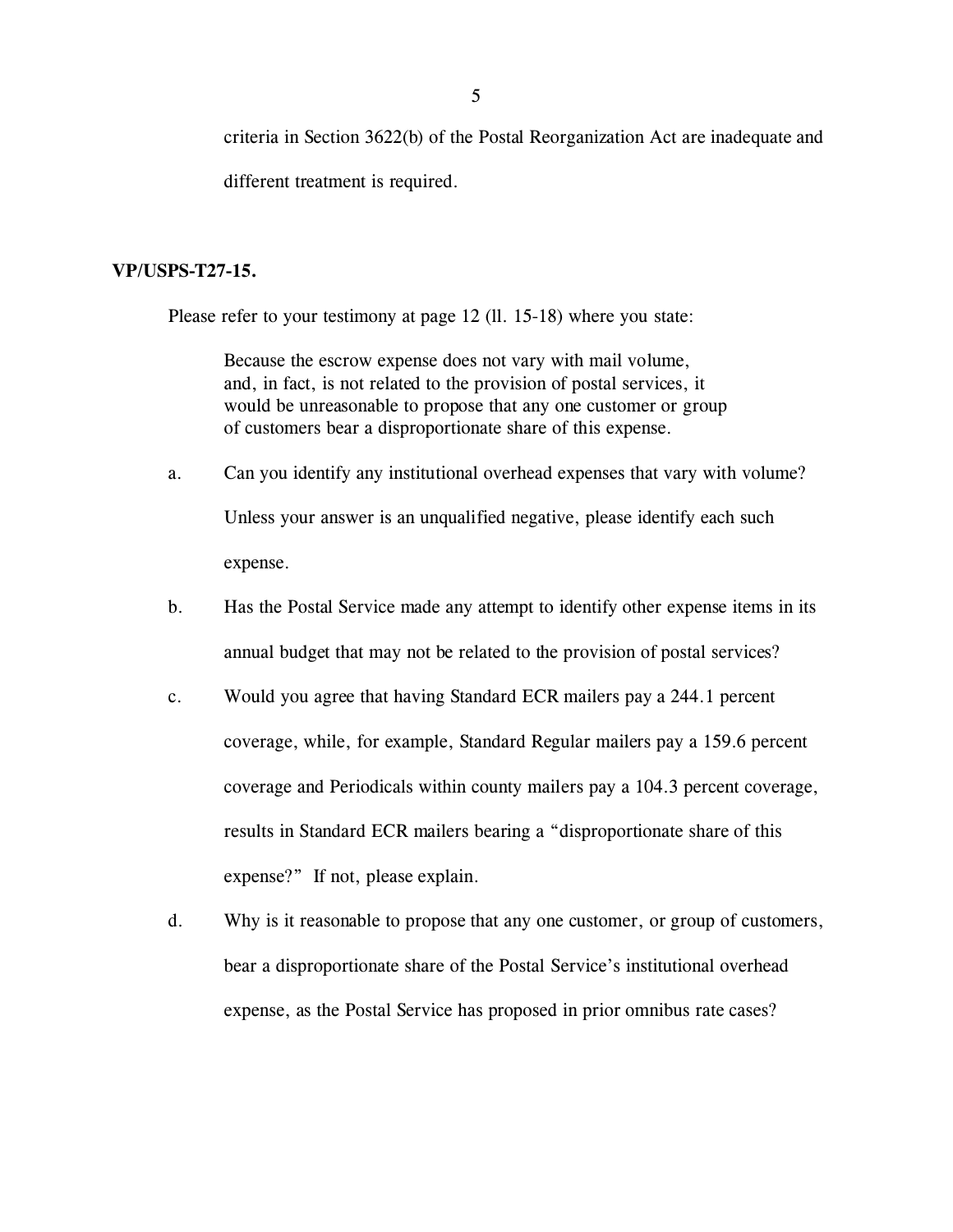criteria in Section 3622(b) of the Postal Reorganization Act are inadequate and different treatment is required.

**VP/USPS-T27-15.**

Please refer to your testimony at page 12 (ll. 15-18) where you state:

> Because the escrow expense does not vary with mail volume, and, in fact, is not related to the provision of postal services, it would be unreasonable to propose that any one customer or group of customers bear a disproportionate share of this expense.

a. Can you identify any institutional overhead expenses that vary with volume? Unless your answer is an unqualified negative, please identify each such expense.

b. Has the Postal Service made any attempt to identify other expense items in its annual budget that may not be related to the provision of postal services?

c. Would you agree that having Standard ECR mailers pay a 244.1 percent coverage, while, for example, Standard Regular mailers pay a 159.6 percent coverage and Periodicals within county mailers pay a 104.3 percent coverage, results in Standard ECR mailers bearing a "disproportionate share of this expense?" If not, please explain.

d. Why is it reasonable to propose that any one customer, or group of customers, bear a disproportionate share of the Postal Service's institutional overhead expense, as the Postal Service has proposed in prior omnibus rate cases?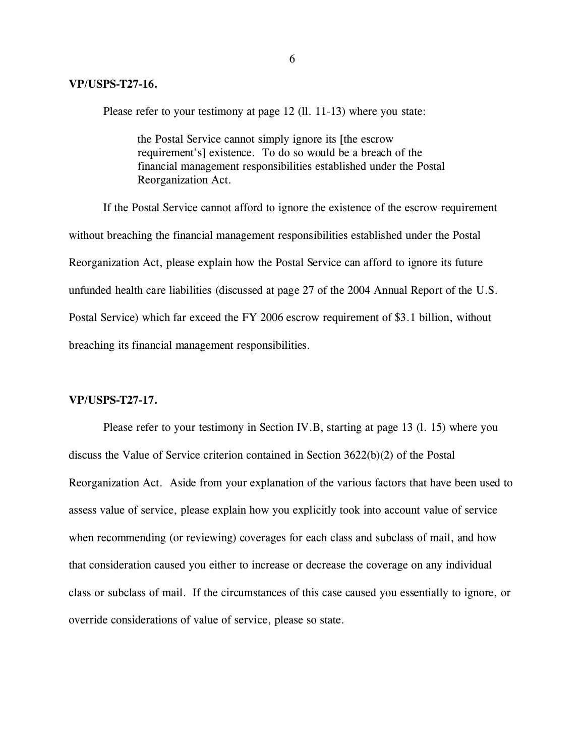**VP/USPS-T27-16.**

Please refer to your testimony at page 12 (ll. 11-13) where you state:

> the Postal Service cannot simply ignore its [the escrow requirement's] existence. To do so would be a breach of the financial management responsibilities established under the Postal Reorganization Act.

If the Postal Service cannot afford to ignore the existence of the escrow requirement without breaching the financial management responsibilities established under the Postal Reorganization Act, please explain how the Postal Service can afford to ignore its future unfunded health care liabilities (discussed at page 27 of the 2004 Annual Report of the U.S. Postal Service) which far exceed the FY 2006 escrow requirement of $3.1 billion, without breaching its financial management responsibilities.

**VP/USPS-T27-17.**

Please refer to your testimony in Section IV.B, starting at page 13 (l. 15) where you discuss the Value of Service criterion contained in Section 3622(b)(2) of the Postal Reorganization Act. Aside from your explanation of the various factors that have been used to assess value of service, please explain how you explicitly took into account value of service when recommending (or reviewing) coverages for each class and subclass of mail, and how that consideration caused you either to increase or decrease the coverage on any individual class or subclass of mail. If the circumstances of this case caused you essentially to ignore, or override considerations of value of service, please so state.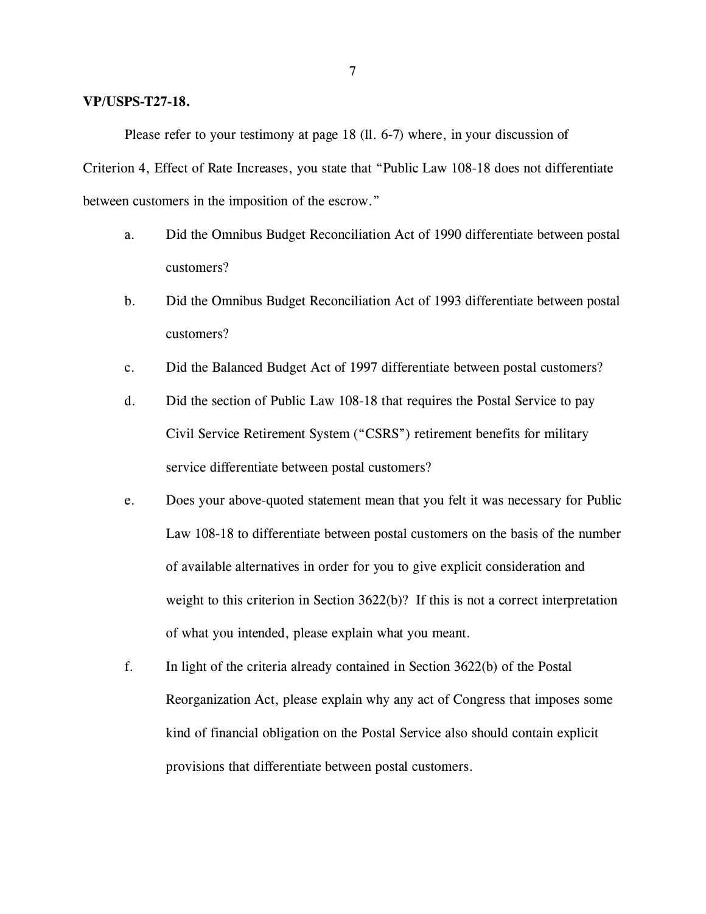**VP/USPS-T27-18.**

Please refer to your testimony at page 18 (ll. 6-7) where, in your discussion of Criterion 4, Effect of Rate Increases, you state that "Public Law 108-18 does not differentiate between customers in the imposition of the escrow."

a. Did the Omnibus Budget Reconciliation Act of 1990 differentiate between postal customers?

b. Did the Omnibus Budget Reconciliation Act of 1993 differentiate between postal customers?

c. Did the Balanced Budget Act of 1997 differentiate between postal customers?

d. Did the section of Public Law 108-18 that requires the Postal Service to pay Civil Service Retirement System ("CSRS") retirement benefits for military service differentiate between postal customers?

e. Does your above-quoted statement mean that you felt it was necessary for Public Law 108-18 to differentiate between postal customers on the basis of the number of available alternatives in order for you to give explicit consideration and weight to this criterion in Section 3622(b)? If this is not a correct interpretation of what you intended, please explain what you meant.

f. In light of the criteria already contained in Section 3622(b) of the Postal Reorganization Act, please explain why any act of Congress that imposes some kind of financial obligation on the Postal Service also should contain explicit provisions that differentiate between postal customers.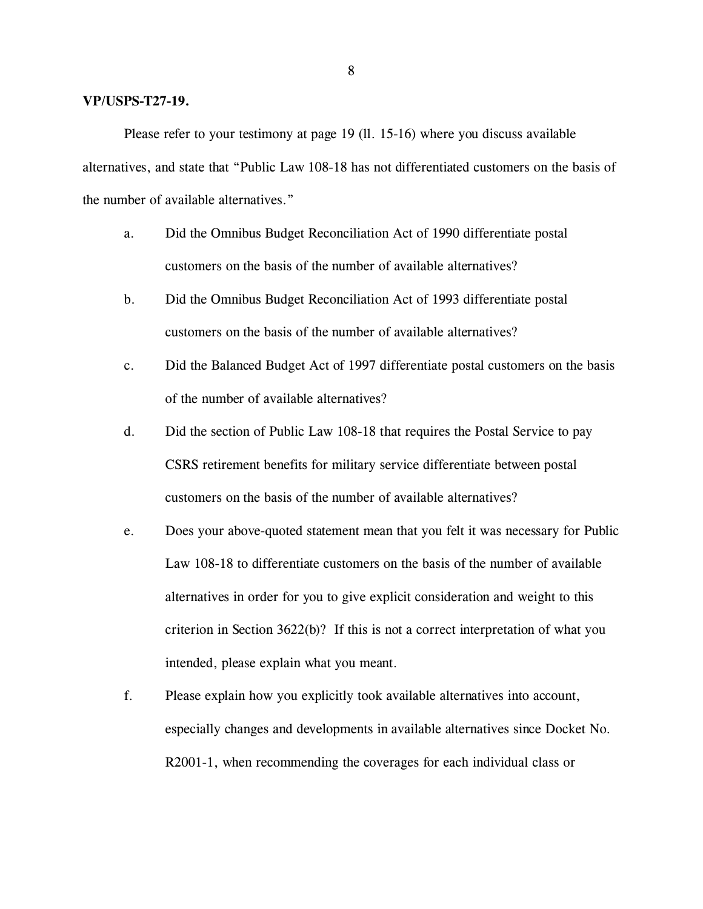**VP/USPS-T27-19.**

Please refer to your testimony at page 19 (ll. 15-16) where you discuss available alternatives, and state that "Public Law 108-18 has not differentiated customers on the basis of the number of available alternatives."

a. Did the Omnibus Budget Reconciliation Act of 1990 differentiate postal customers on the basis of the number of available alternatives?

b. Did the Omnibus Budget Reconciliation Act of 1993 differentiate postal customers on the basis of the number of available alternatives?

c. Did the Balanced Budget Act of 1997 differentiate postal customers on the basis of the number of available alternatives?

d. Did the section of Public Law 108-18 that requires the Postal Service to pay CSRS retirement benefits for military service differentiate between postal customers on the basis of the number of available alternatives?

e. Does your above-quoted statement mean that you felt it was necessary for Public Law 108-18 to differentiate customers on the basis of the number of available alternatives in order for you to give explicit consideration and weight to this criterion in Section 3622(b)? If this is not a correct interpretation of what you intended, please explain what you meant.

f. Please explain how you explicitly took available alternatives into account, especially changes and developments in available alternatives since Docket No. R2001-1, when recommending the coverages for each individual class or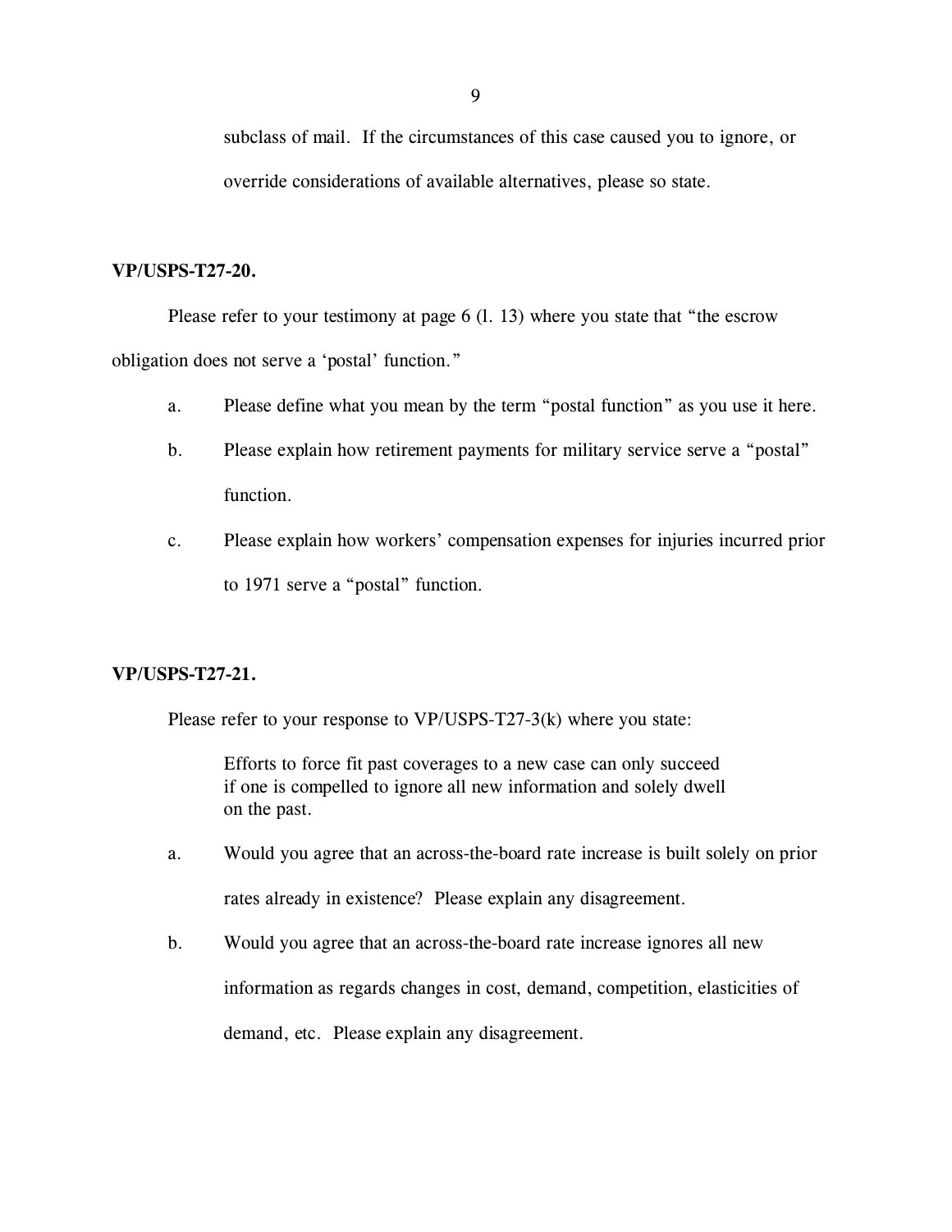subclass of mail. If the circumstances of this case caused you to ignore, or override considerations of available alternatives, please so state.

**VP/USPS-T27-20.**

Please refer to your testimony at page 6 (l. 13) where you state that "the escrow obligation does not serve a 'postal' function."

a. Please define what you mean by the term "postal function" as you use it here.

b. Please explain how retirement payments for military service serve a "postal" function.

c. Please explain how workers' compensation expenses for injuries incurred prior to 1971 serve a "postal" function.

**VP/USPS-T27-21.**

Please refer to your response to VP/USPS-T27-3(k) where you state:

> Efforts to force fit past coverages to a new case can only succeed if one is compelled to ignore all new information and solely dwell on the past.

a. Would you agree that an across-the-board rate increase is built solely on prior rates already in existence? Please explain any disagreement.

b. Would you agree that an across-the-board rate increase ignores all new information as regards changes in cost, demand, competition, elasticities of demand, etc. Please explain any disagreement.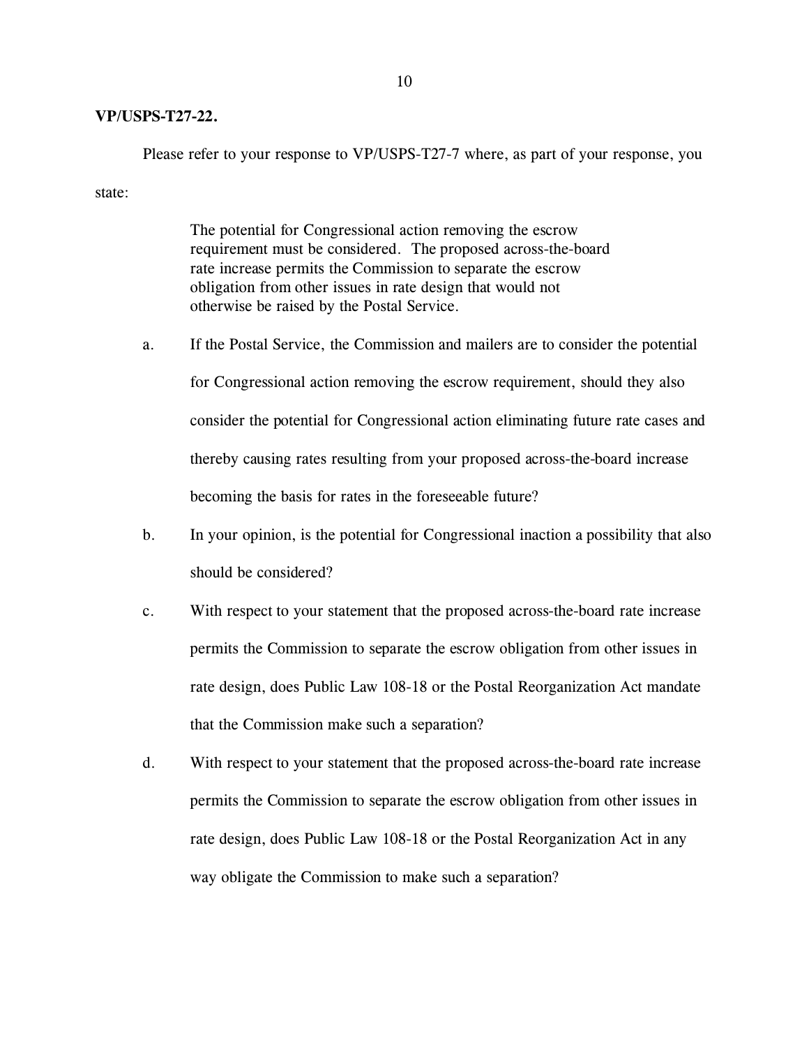**VP/USPS-T27-22.**

Please refer to your response to VP/USPS-T27-7 where, as part of your response, you state:

> The potential for Congressional action removing the escrow requirement must be considered. The proposed across-the-board rate increase permits the Commission to separate the escrow obligation from other issues in rate design that would not otherwise be raised by the Postal Service.

a. If the Postal Service, the Commission and mailers are to consider the potential for Congressional action removing the escrow requirement, should they also consider the potential for Congressional action eliminating future rate cases and thereby causing rates resulting from your proposed across-the-board increase becoming the basis for rates in the foreseeable future?

b. In your opinion, is the potential for Congressional inaction a possibility that also should be considered?

c. With respect to your statement that the proposed across-the-board rate increase permits the Commission to separate the escrow obligation from other issues in rate design, does Public Law 108-18 or the Postal Reorganization Act mandate that the Commission make such a separation?

d. With respect to your statement that the proposed across-the-board rate increase permits the Commission to separate the escrow obligation from other issues in rate design, does Public Law 108-18 or the Postal Reorganization Act in any way obligate the Commission to make such a separation?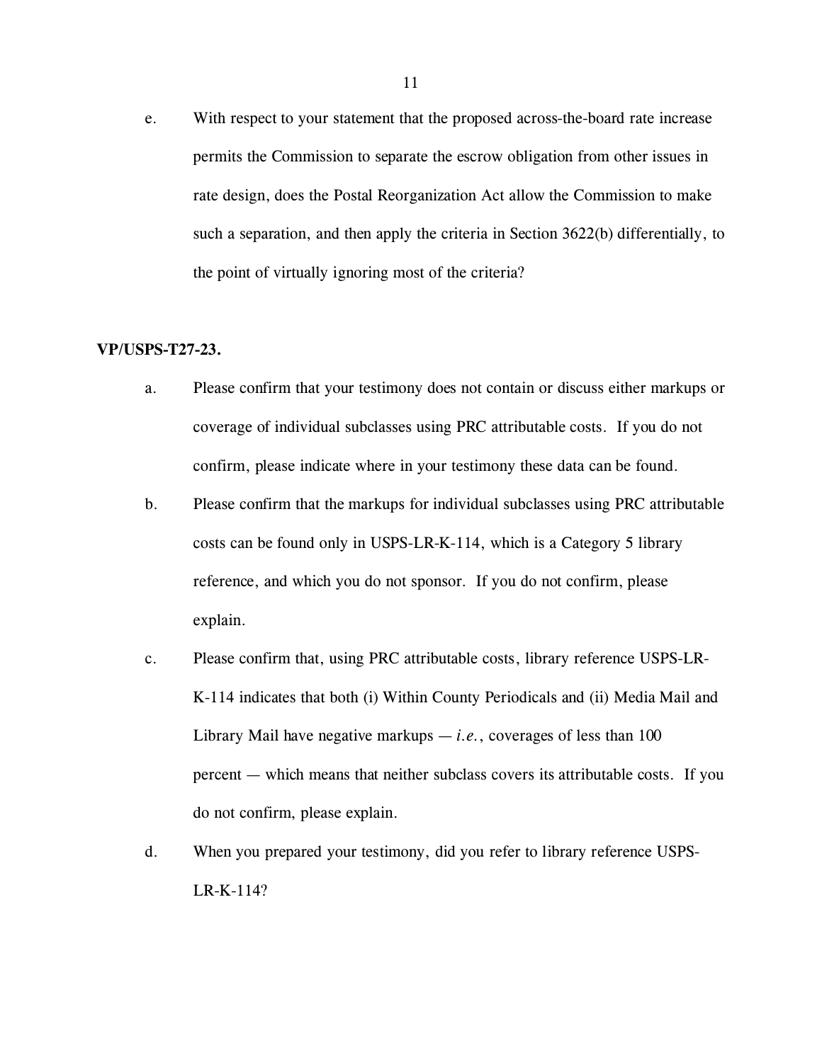e. With respect to your statement that the proposed across-the-board rate increase permits the Commission to separate the escrow obligation from other issues in rate design, does the Postal Reorganization Act allow the Commission to make such a separation, and then apply the criteria in Section 3622(b) differentially, to the point of virtually ignoring most of the criteria?

**VP/USPS-T27-23.**

a. Please confirm that your testimony does not contain or discuss either markups or coverage of individual subclasses using PRC attributable costs. If you do not confirm, please indicate where in your testimony these data can be found.

b. Please confirm that the markups for individual subclasses using PRC attributable costs can be found only in USPS-LR-K-114, which is a Category 5 library reference, and which you do not sponsor. If you do not confirm, please explain.

c. Please confirm that, using PRC attributable costs, library reference USPS-LR-K-114 indicates that both (i) Within County Periodicals and (ii) Media Mail and Library Mail have negative markups — *i.e.*, coverages of less than 100 percent — which means that neither subclass covers its attributable costs. If you do not confirm, please explain.

d. When you prepared your testimony, did you refer to library reference USPS-LR-K-114?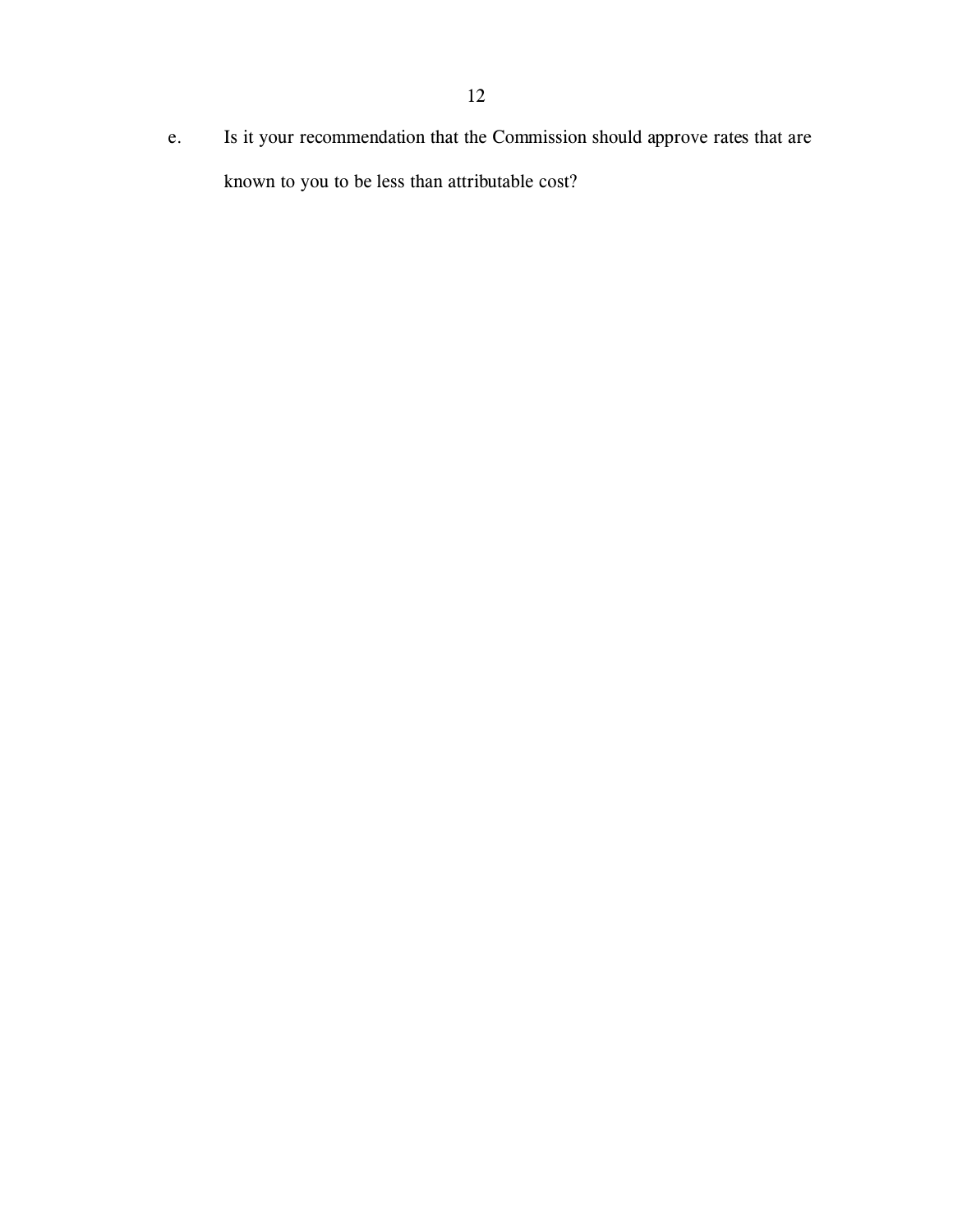e. Is it your recommendation that the Commission should approve rates that are known to you to be less than attributable cost?